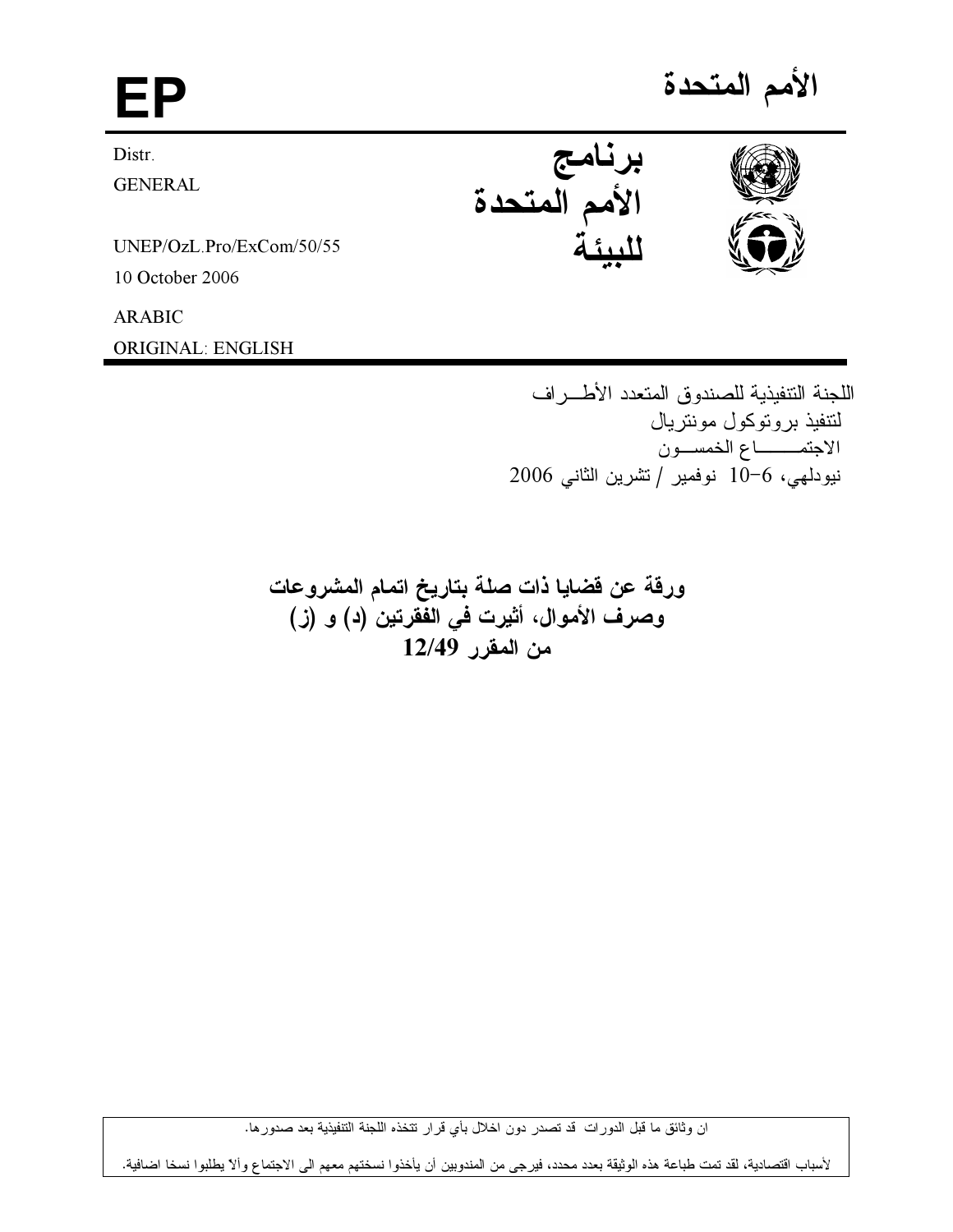# EP

# الأمم المتحدة

Distr.
GENERAL

UNEP/OzL.Pro/ExCom/50/55
10 October 2006

ARABIC
ORIGINAL: ENGLISH

**برنامج الأمم المتحدة للبيئة**

اللجنة التنفيذية للصندوق المتعدد الأطـراف
لتنفيذ بروتوكول مونتريال
الاجتمـــاع الخمســون
نيودلهي، 6-10 نوفمبر / تشرين الثاني 2006

## ورقة عن قضايا ذات صلة بتاريخ اتمام المشروعات وصرف الأموال، أثيرت في الفقرتين (د) و (ز) من المقرر 12/49

ان وثائق ما قبل الدورات قد تصدر دون اخلال بأي قرار تتخذه اللجنة التنفيذية بعد صدورها.

لأسباب اقتصادية، لقد تمت طباعة هذه الوثيقة بعدد محدد، فيرجى من المندوبين أن يأخذوا نسختهم معهم الى الاجتماع وألاّ يطلبوا نسخا اضافية.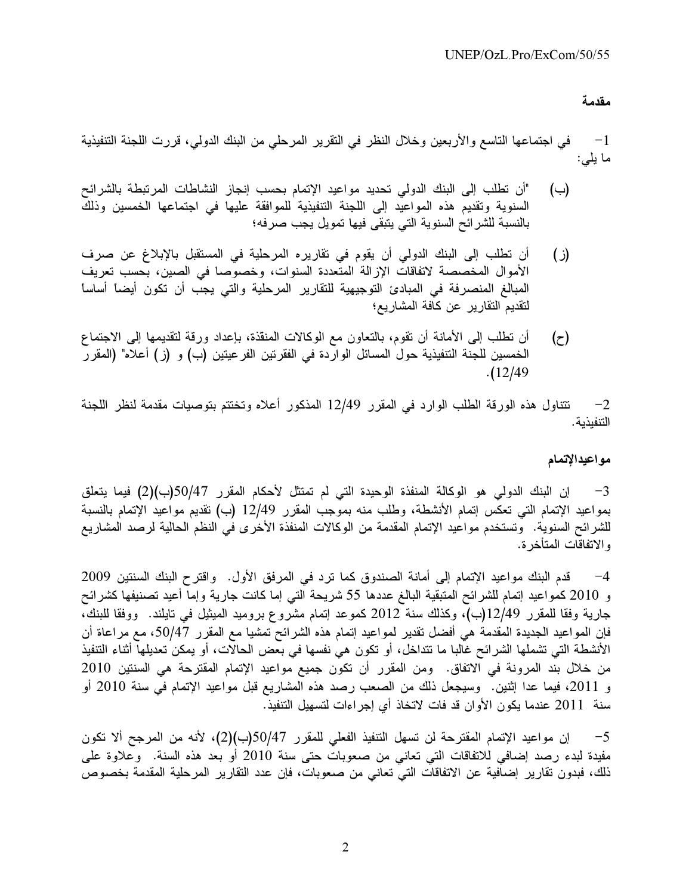**مقدمة**

1- في اجتماعها التاسع والأربعين وخلال النظر في التقرير المرحلي من البنك الدولي، قررت اللجنة التنفيذية ما يلي:

(ب) "أن تطلب إلى البنك الدولي تحديد مواعيد الإتمام بحسب إنجاز النشاطات المرتبطة بالشرائح السنوية وتقديم هذه المواعيد إلى اللجنة التنفيذية للموافقة عليها في اجتماعها الخمسين وذلك بالنسبة للشرائح السنوية التي يتبقى فيها تمويل يجب صرفه؛

(ز) أن تطلب إلى البنك الدولي أن يقوم في تقاريره المرحلية في المستقبل بالإبلاغ عن صرف الأموال المخصصة لاتفاقات الإزالة المتعددة السنوات، وخصوصا في الصين، بحسب تعريف المبالغ المنصرفة في المبادئ التوجيهية للتقارير المرحلية والتي يجب أن تكون أيضاً أساساً لتقديم التقارير عن كافة المشاريع؛

(ح) أن تطلب إلى الأمانة أن تقوم، بالتعاون مع الوكالات المنفذة، بإعداد ورقة لتقديمها إلى الاجتماع الخمسين للجنة التنفيذية حول المسائل الواردة في الفقرتين الفرعيتين (ب) و (ز) أعلاه" (المقرر 12/49).

2- تتناول هذه الورقة الطلب الوارد في المقرر 12/49 المذكور أعلاه وتختتم بتوصيات مقدمة لنظر اللجنة التنفيذية.

**مواعيدالإتمام**

3- إن البنك الدولي هو الوكالة المنفذة الوحيدة التي لم تمتثل لأحكام المقرر 50/47(ب)(2) فيما يتعلق بمواعيد الإتمام التي تعكس إتمام الأنشطة، وطلب منه بموجب المقرر 12/49 (ب) تقديم مواعيد الإتمام بالنسبة للشرائح السنوية. وتستخدم مواعيد الإتمام المقدمة من الوكالات المنفذة الأخرى في النظم الحالية لرصد المشاريع والاتفاقات المتأخرة.

4- قدم البنك مواعيد الإتمام إلى أمانة الصندوق كما ترد في المرفق الأول. واقترح البنك السنتين 2009 و 2010 كمواعيد إتمام للشرائح المتبقية البالغ عددها 55 شريحة التي إما كانت جارية وإما أعيد تصنيفها كشرائح جارية وفقا للمقرر 12/49(ب)، وكذلك سنة 2012 كموعد إتمام مشروع بروميد الميثيل في تايلند. ووفقا للبنك، فإن المواعيد الجديدة المقدمة هي أفضل تقدير لمواعيد إتمام هذه الشرائح تمشيا مع المقرر 50/47، مع مراعاة أن الأنشطة التي تشملها الشرائح غالبا ما تتداخل، أو تكون هي نفسها في بعض الحالات، أو يمكن تعديلها أثناء التنفيذ من خلال بند المرونة في الاتفاق. ومن المقرر أن تكون جميع مواعيد الإتمام المقترحة هي السنتين 2010 و 2011، فيما عدا إثنين. وسيجعل ذلك من الصعب رصد هذه المشاريع قبل مواعيد الإتمام في سنة 2010 أو سنة 2011 عندما يكون الأوان قد فات لاتخاذ أي إجراءات لتسهيل التنفيذ.

5- إن مواعيد الإتمام المقترحة لن تسهل التنفيذ الفعلي للمقرر 50/47(ب)(2)، لأنه من المرجح ألا تكون مفيدة لبدء رصد إضافي للاتفاقات التي تعاني من صعوبات حتى سنة 2010 أو بعد هذه السنة. وعلاوة على ذلك، فبدون تقارير إضافية عن الاتفاقات التي تعاني من صعوبات، فإن عدد التقارير المرحلية المقدمة بخصوص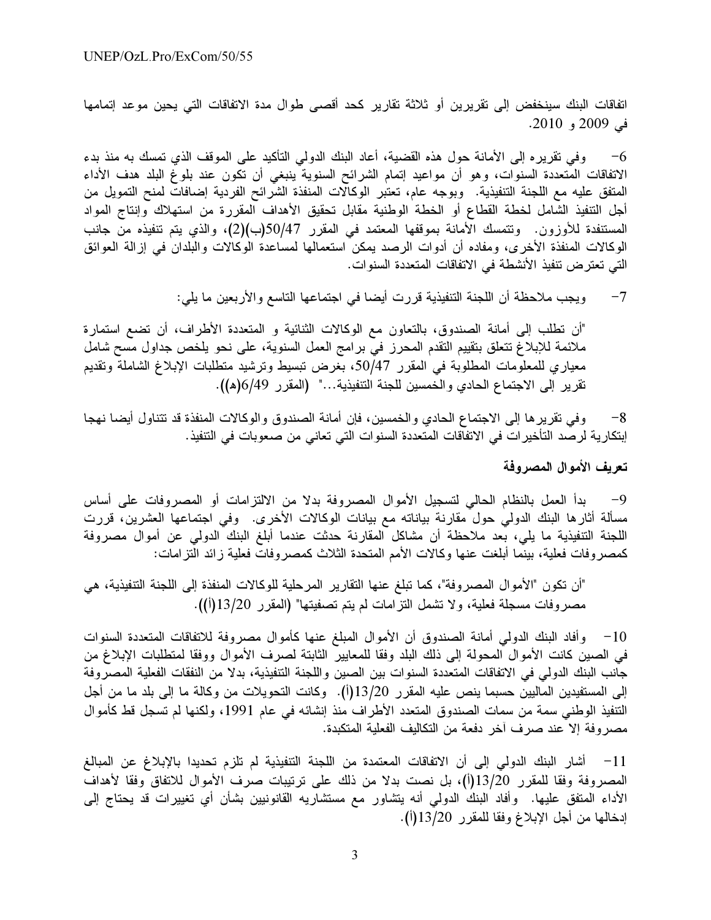اتفاقات البنك سينخفض إلى تقريرين أو ثلاثة تقارير كحد أقصى طوال مدة الاتفاقات التي يحين موعد إتمامها في 2009 و 2010.

6- وفي تقريره إلى الأمانة حول هذه القضية، أعاد البنك الدولي التأكيد على الموقف الذي تمسك به منذ بدء الاتفاقات المتعددة السنوات، وهو أن مواعيد إتمام الشرائح السنوية ينبغي أن تكون عند بلوغ البلد هدف الأداء المتفق عليه مع اللجنة التنفيذية. وبوجه عام، تعتبر الوكالات المنفذة الشرائح الفردية إضافات لمنح التمويل من أجل التنفيذ الشامل لخطة القطاع أو الخطة الوطنية مقابل تحقيق الأهداف المقررة من استهلاك وإنتاج المواد المستنفدة للأوزون. وتتمسك الأمانة بموقفها المعتمد في المقرر 50/47(ب)(2)، والذي يتم تنفيذه من جانب الوكالات المنفذة الأخرى، ومفاده أن أدوات الرصد يمكن استعمالها لمساعدة الوكالات والبلدان في إزالة العوائق التي تعترض تنفيذ الأنشطة في الاتفاقات المتعددة السنوات.

7- ويجب ملاحظة أن اللجنة التنفيذية قررت أيضا في اجتماعها التاسع والأربعين ما يلي:

"أن تطلب إلى أمانة الصندوق، بالتعاون مع الوكالات الثنائية و المتعددة الأطراف، أن تضع استمارة ملائمة للإبلاغ تتعلق بتقييم التقدم المحرز في برامج العمل السنوية، على نحو يلخص جداول مسح شامل معياري للمعلومات المطلوبة في المقرر 50/47، بغرض تبسيط وترشيد متطلبات الإبلاغ الشاملة وتقديم تقرير إلى الاجتماع الحادي والخمسين للجنة التنفيذية..." (المقرر 6/49(هـ)).

8- وفي تقريرها إلى الاجتماع الحادي والخمسين، فإن أمانة الصندوق والوكالات المنفذة قد تتناول أيضا نهجا إبتكارية لرصد التأخيرات في الاتفاقات المتعددة السنوات التي تعاني من صعوبات في التنفيذ.

**تعريف الأموال المصروفة**

9- بدأ العمل بالنظام الحالي لتسجيل الأموال المصروفة بدلا من الالتزامات أو المصروفات على أساس مسألة أثارها البنك الدولي حول مقارنة بياناته مع بيانات الوكالات الأخرى. وفي اجتماعها العشرين، قررت اللجنة التنفيذية ما يلي، بعد ملاحظة أن مشاكل المقارنة حدثت عندما أبلغ البنك الدولي عن أموال مصروفة كمصروفات فعلية، بينما أبلغت عنها وكالات الأمم المتحدة الثلاث كمصروفات فعلية زائد التزامات:

"أن تكون "الأموال المصروفة"، كما تبلغ عنها التقارير المرحلية للوكالات المنفذة إلى اللجنة التنفيذية، هي مصروفات مسجلة فعلية، ولا تشمل التزامات لم يتم تصفيتها" (المقرر 13/20(أ)).

10- وأفاد البنك الدولي أمانة الصندوق أن الأموال المبلغ عنها كأموال مصروفة للاتفاقات المتعددة السنوات في الصين كانت الأموال المحولة إلى ذلك البلد وفقا للمعايير الثابتة لصرف الأموال ووفقا لمتطلبات الإبلاغ من جانب البنك الدولي في الاتفاقات المتعددة السنوات بين الصين واللجنة التنفيذية، بدلا من النفقات الفعلية المصروفة إلى المستفيدين الماليين حسبما ينص عليه المقرر 13/20(أ). وكانت التحويلات من وكالة ما إلى بلد ما من أجل التنفيذ الوطني سمة من سمات الصندوق المتعدد الأطراف منذ إنشائه في عام 1991، ولكنها لم تسجل قط كأموال مصروفة إلا عند صرف آخر دفعة من التكاليف الفعلية المتكبدة.

11- أشار البنك الدولي إلى أن الاتفاقات المعتمدة من اللجنة التنفيذية لم تلزم تحديدا بالإبلاغ عن المبالغ المصروفة وفقا للمقرر 13/20(أ)، بل نصت بدلا من ذلك على ترتيبات صرف الأموال للاتفاق وفقا لأهداف الأداء المتفق عليها. وأفاد البنك الدولي أنه يتشاور مع مستشاريه القانونيين بشأن أي تغييرات قد يحتاج إلى إدخالها من أجل الإبلاغ وفقا للمقرر 13/20(أ).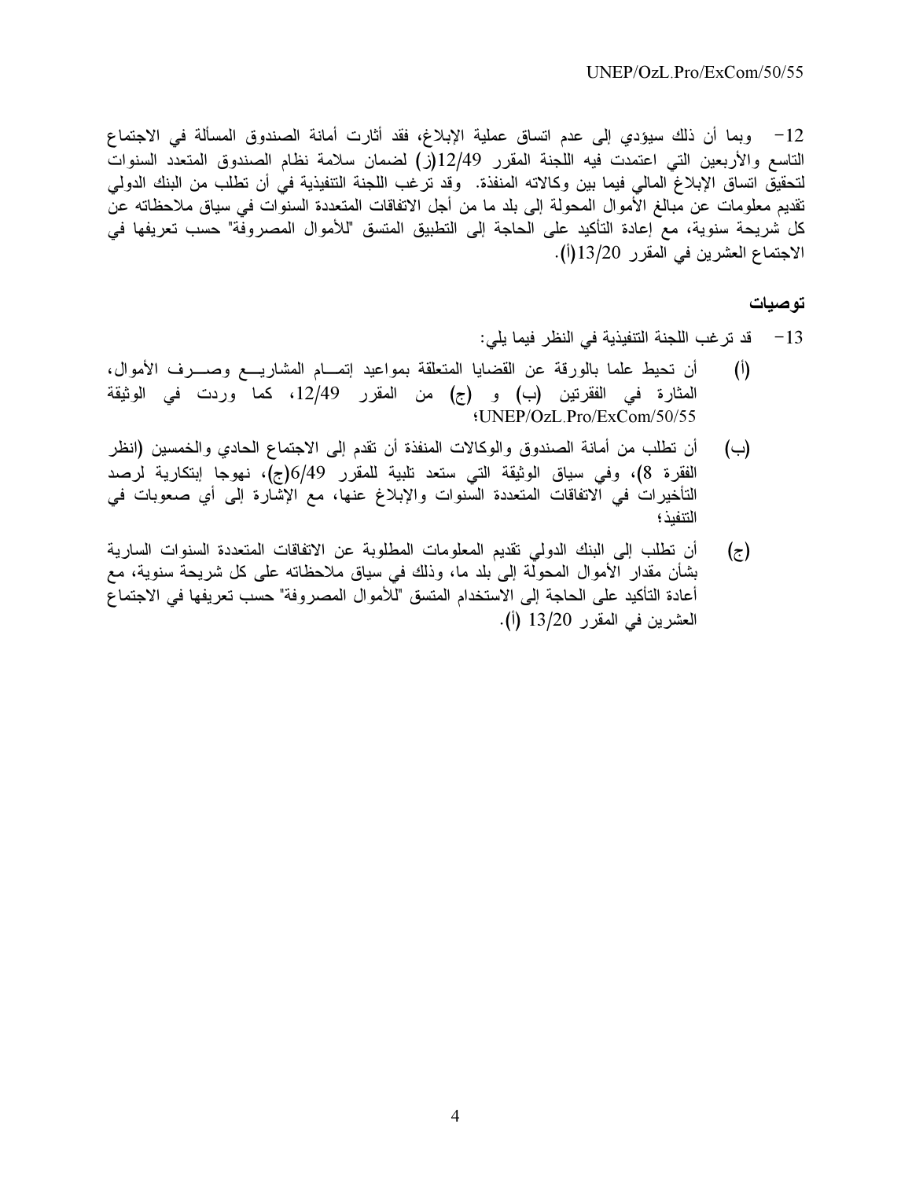12- وبما أن ذلك سيؤدي إلى عدم اتساق عملية الإبلاغ، فقد أثارت أمانة الصندوق المسألة في الاجتماع التاسع والأربعين التي اعتمدت فيه اللجنة المقرر 12/49(ز) لضمان سلامة نظام الصندوق المتعدد السنوات لتحقيق اتساق الإبلاغ المالي فيما بين وكالاته المنفذة. وقد ترغب اللجنة التنفيذية في أن تطلب من البنك الدولي تقديم معلومات عن مبالغ الأموال المحولة إلى بلد ما من أجل الاتفاقات المتعددة السنوات في سياق ملاحظاته عن كل شريحة سنوية، مع إعادة التأكيد على الحاجة إلى التطبيق المتسق "للأموال المصروفة" حسب تعريفها في الاجتماع العشرين في المقرر 13/20(أ).

### توصيات

13- قد ترغب اللجنة التنفيذية في النظر فيما يلي:

(أ) أن تحيط علما بالورقة عن القضايا المتعلقة بمواعيد إتمام المشاريع وصرف الأموال، المثارة في الفقرتين (ب) و (ج) من المقرر 12/49، كما وردت في الوثيقة UNEP/OzL.Pro/ExCom/50/55؛

(ب) أن تطلب من أمانة الصندوق والوكالات المنفذة أن تقدم إلى الاجتماع الحادي والخمسين (انظر الفقرة 8)، وفي سياق الوثيقة التي ستعد تلبية للمقرر 6/49(ج)، نهوجا إبتكارية لرصد التأخيرات في الاتفاقات المتعددة السنوات والإبلاغ عنها، مع الإشارة إلى أي صعوبات في التنفيذ؛

(ج) أن تطلب إلى البنك الدولي تقديم المعلومات المطلوبة عن الاتفاقات المتعددة السنوات السارية بشأن مقدار الأموال المحولة إلى بلد ما، وذلك في سياق ملاحظاته على كل شريحة سنوية، مع أعادة التأكيد على الحاجة إلى الاستخدام المتسق "للأموال المصروفة" حسب تعريفها في الاجتماع العشرين في المقرر 13/20 (أ).